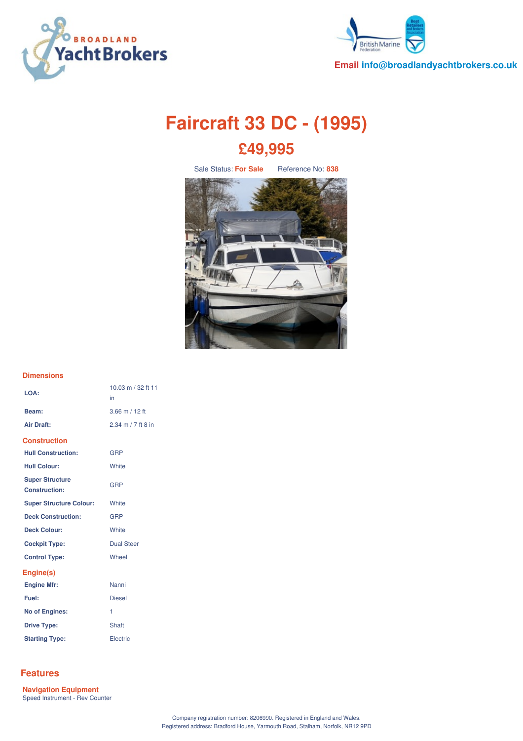Email info@broadlandyachtbrokers.co.uk

# Faircraft 33 DC - (1995)

## £49,995

Sale Status: **For Sale** Reference No: **838**

### Dimensions

| | |
|---|---|
| **LOA:** | 10.03 m / 32 ft 11 in |
| **Beam:** | 3.66 m / 12 ft |
| **Air Draft:** | 2.34 m / 7 ft 8 in |

### Construction

| | |
|---|---|
| **Hull Construction:** | GRP |
| **Hull Colour:** | White |
| **Super Structure Construction:** | GRP |
| **Super Structure Colour:** | White |
| **Deck Construction:** | GRP |
| **Deck Colour:** | White |
| **Cockpit Type:** | Dual Steer |
| **Control Type:** | Wheel |

### Engine(s)

| | |
|---|---|
| **Engine Mfr:** | Nanni |
| **Fuel:** | Diesel |
| **No of Engines:** | 1 |
| **Drive Type:** | Shaft |
| **Starting Type:** | Electric |

## Features

### Navigation Equipment

Speed Instrument - Rev Counter

Company registration number: 8206990. Registered in England and Wales.
Registered address: Bradford House, Yarmouth Road, Stalham, Norfolk, NR12 9PD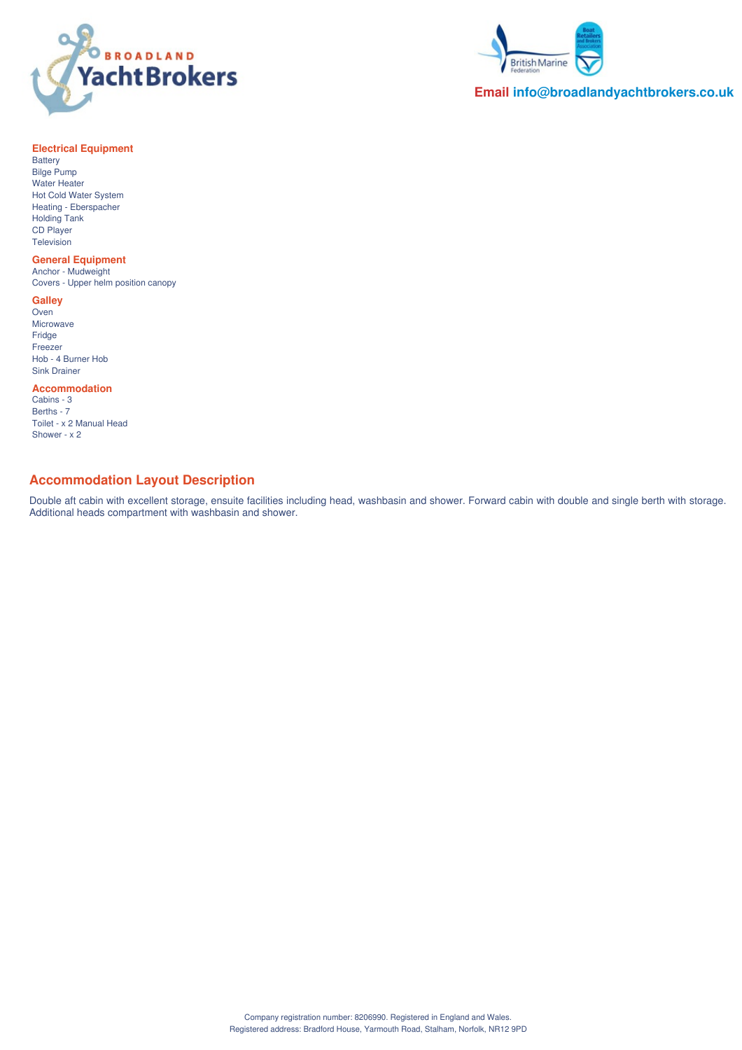**Email info@broadlandyachtbrokers.co.uk**

### Electrical Equipment

Battery
Bilge Pump
Water Heater
Hot Cold Water System
Heating - Eberspacher
Holding Tank
CD Player
Television

### General Equipment

Anchor - Mudweight
Covers - Upper helm position canopy

### Galley

Oven
Microwave
Fridge
Freezer
Hob - 4 Burner Hob
Sink Drainer

### Accommodation

Cabins - 3
Berths - 7
Toilet - x 2 Manual Head
Shower - x 2

## Accommodation Layout Description

Double aft cabin with excellent storage, ensuite facilities including head, washbasin and shower. Forward cabin with double and single berth with storage. Additional heads compartment with washbasin and shower.

Company registration number: 8206990. Registered in England and Wales.
Registered address: Bradford House, Yarmouth Road, Stalham, Norfolk, NR12 9PD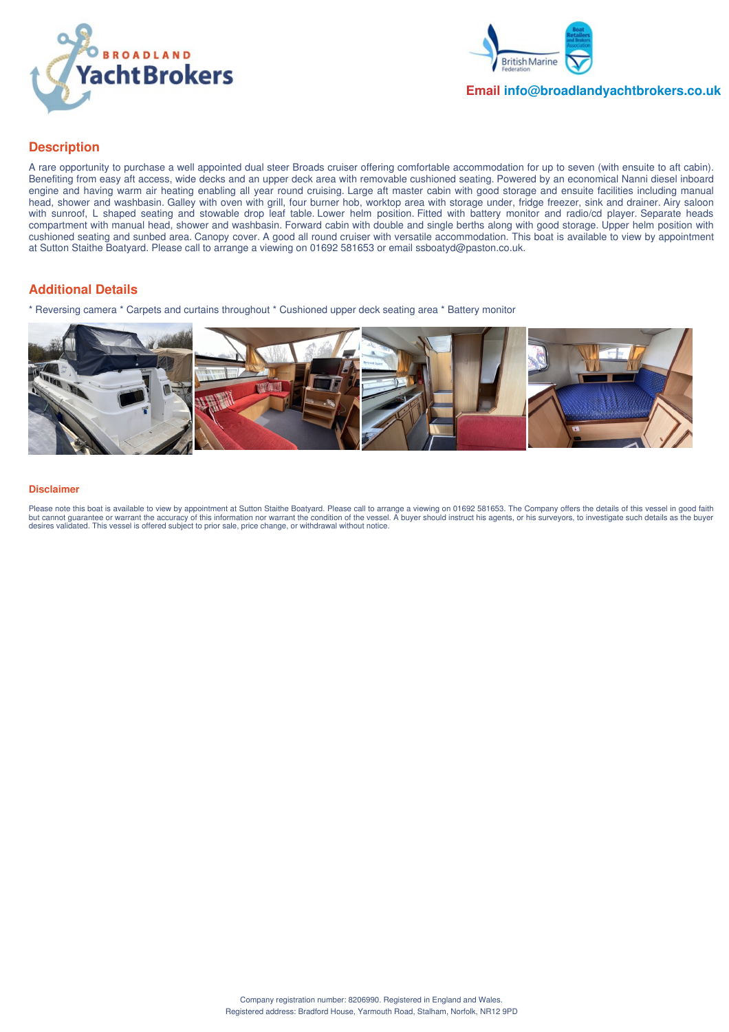Email info@broadlandyachtbrokers.co.uk

## Description

A rare opportunity to purchase a well appointed dual steer Broads cruiser offering comfortable accommodation for up to seven (with ensuite to aft cabin). Benefiting from easy aft access, wide decks and an upper deck area with removable cushioned seating. Powered by an economical Nanni diesel inboard engine and having warm air heating enabling all year round cruising. Large aft master cabin with good storage and ensuite facilities including manual head, shower and washbasin. Galley with oven with grill, four burner hob, worktop area with storage under, fridge freezer, sink and drainer. Airy saloon with sunroof, L shaped seating and stowable drop leaf table. Lower helm position. Fitted with battery monitor and radio/cd player. Separate heads compartment with manual head, shower and washbasin. Forward cabin with double and single berths along with good storage. Upper helm position with cushioned seating and sunbed area. Canopy cover. A good all round cruiser with versatile accommodation. This boat is available to view by appointment at Sutton Staithe Boatyard. Please call to arrange a viewing on 01692 581653 or email ssboatyd@paston.co.uk.

## Additional Details

* Reversing camera * Carpets and curtains throughout * Cushioned upper deck seating area * Battery monitor

### Disclaimer

Please note this boat is available to view by appointment at Sutton Staithe Boatyard. Please call to arrange a viewing on 01692 581653. The Company offers the details of this vessel in good faith but cannot guarantee or warrant the accuracy of this information nor warrant the condition of the vessel. A buyer should instruct his agents, or his surveyors, to investigate such details as the buyer desires validated. This vessel is offered subject to prior sale, price change, or withdrawal without notice.

Company registration number: 8206990. Registered in England and Wales.
Registered address: Bradford House, Yarmouth Road, Stalham, Norfolk, NR12 9PD